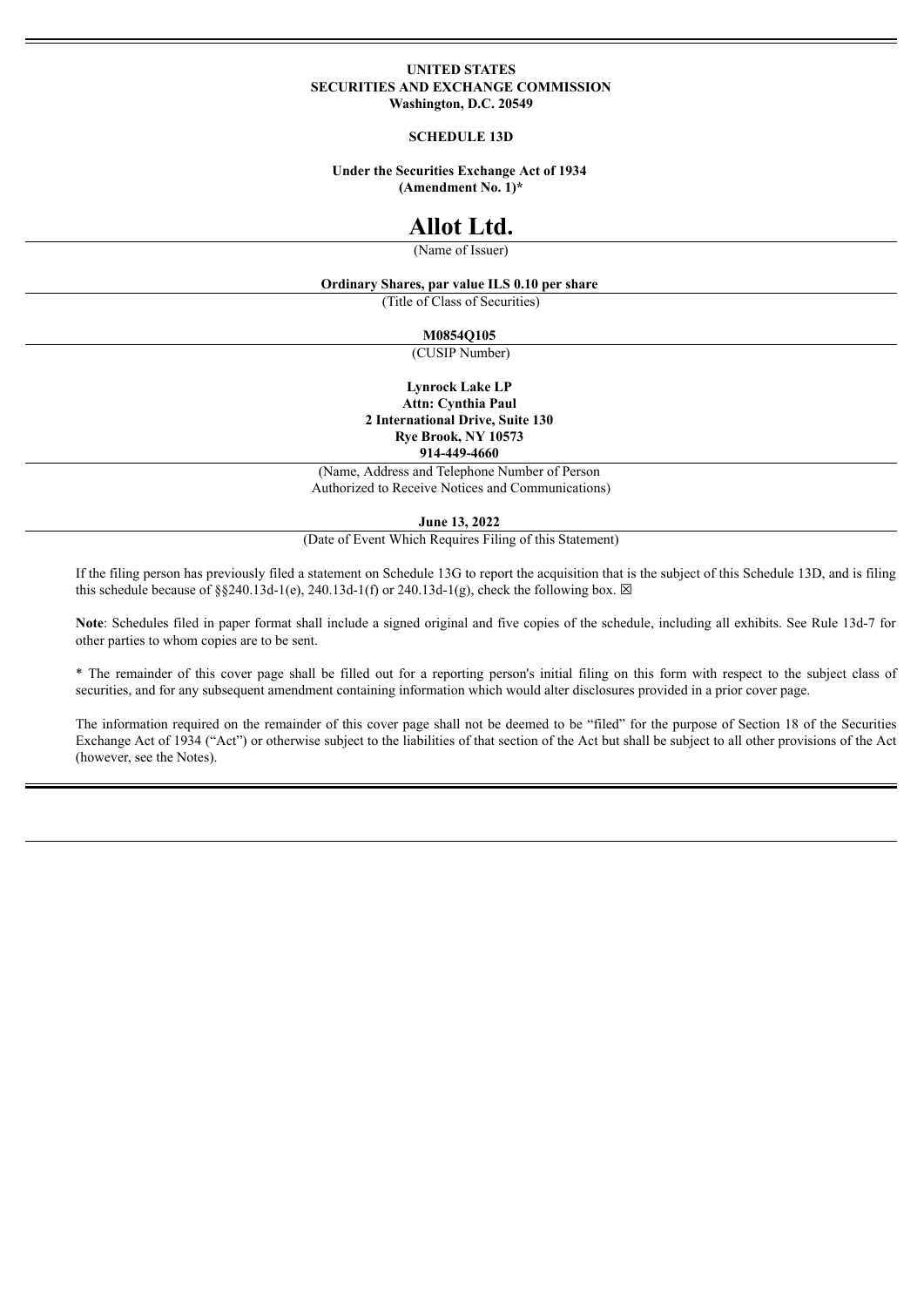**UNITED STATES**
**SECURITIES AND EXCHANGE COMMISSION**
**Washington, D.C. 20549**

**SCHEDULE 13D**

**Under the Securities Exchange Act of 1934**
**(Amendment No. 1)***

# Allot Ltd.

(Name of Issuer)

**Ordinary Shares, par value ILS 0.10 per share**

(Title of Class of Securities)

**M0854Q105**

(CUSIP Number)

**Lynrock Lake LP**
**Attn: Cynthia Paul**
**2 International Drive, Suite 130**
**Rye Brook, NY 10573**
**914-449-4660**

(Name, Address and Telephone Number of Person Authorized to Receive Notices and Communications)

**June 13, 2022**

(Date of Event Which Requires Filing of this Statement)

If the filing person has previously filed a statement on Schedule 13G to report the acquisition that is the subject of this Schedule 13D, and is filing this schedule because of §§240.13d-1(e), 240.13d-1(f) or 240.13d-1(g), check the following box. ☒

**Note**: Schedules filed in paper format shall include a signed original and five copies of the schedule, including all exhibits. See Rule 13d-7 for other parties to whom copies are to be sent.

* The remainder of this cover page shall be filled out for a reporting person's initial filing on this form with respect to the subject class of securities, and for any subsequent amendment containing information which would alter disclosures provided in a prior cover page.

The information required on the remainder of this cover page shall not be deemed to be "filed" for the purpose of Section 18 of the Securities Exchange Act of 1934 ("Act") or otherwise subject to the liabilities of that section of the Act but shall be subject to all other provisions of the Act (however, see the Notes).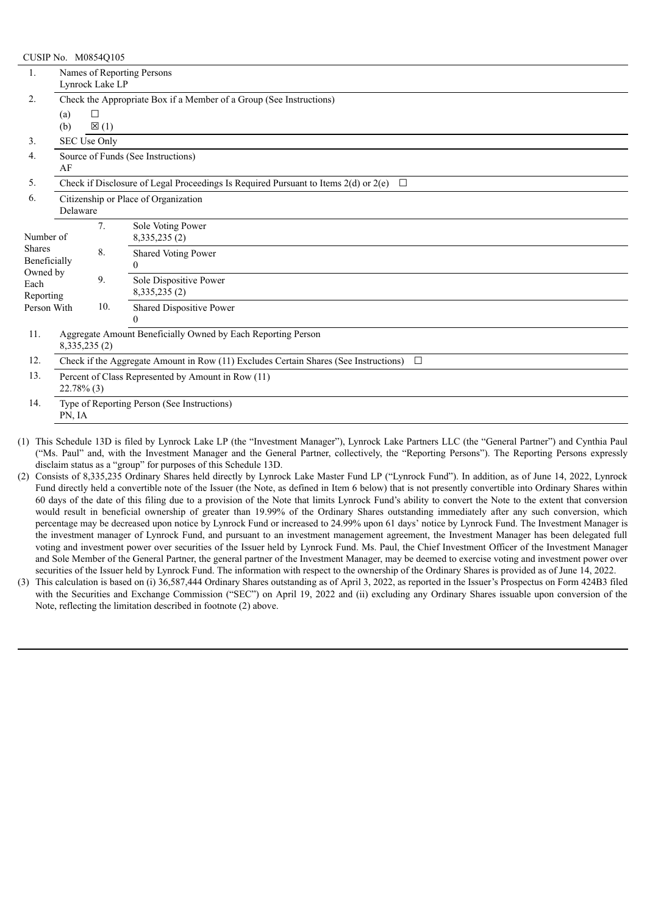CUSIP No. M0854Q105

| | | | |
|---|---|---|---|
| 1. | Names of Reporting Persons<br>Lynrock Lake LP | | |
| 2. | Check the Appropriate Box if a Member of a Group (See Instructions)<br>(a) ☐<br>(b) ☒ (1) | | |
| 3. | SEC Use Only | | |
| 4. | Source of Funds (See Instructions)<br>AF | | |
| 5. | Check if Disclosure of Legal Proceedings Is Required Pursuant to Items 2(d) or 2(e) ☐ | | |
| 6. | Citizenship or Place of Organization<br>Delaware | | |
| Number of Shares Beneficially Owned by Each Reporting Person With | | 7. | Sole Voting Power<br>8,335,235 (2) |
| | | 8. | Shared Voting Power<br>0 |
| | | 9. | Sole Dispositive Power<br>8,335,235 (2) |
| | | 10. | Shared Dispositive Power<br>0 |
| 11. | Aggregate Amount Beneficially Owned by Each Reporting Person<br>8,335,235 (2) | | |
| 12. | Check if the Aggregate Amount in Row (11) Excludes Certain Shares (See Instructions) ☐ | | |
| 13. | Percent of Class Represented by Amount in Row (11)<br>22.78% (3) | | |
| 14. | Type of Reporting Person (See Instructions)<br>PN, IA | | |

(1) This Schedule 13D is filed by Lynrock Lake LP (the "Investment Manager"), Lynrock Lake Partners LLC (the "General Partner") and Cynthia Paul ("Ms. Paul" and, with the Investment Manager and the General Partner, collectively, the "Reporting Persons"). The Reporting Persons expressly disclaim status as a "group" for purposes of this Schedule 13D.

(2) Consists of 8,335,235 Ordinary Shares held directly by Lynrock Lake Master Fund LP ("Lynrock Fund"). In addition, as of June 14, 2022, Lynrock Fund directly held a convertible note of the Issuer (the Note, as defined in Item 6 below) that is not presently convertible into Ordinary Shares within 60 days of the date of this filing due to a provision of the Note that limits Lynrock Fund's ability to convert the Note to the extent that conversion would result in beneficial ownership of greater than 19.99% of the Ordinary Shares outstanding immediately after any such conversion, which percentage may be decreased upon notice by Lynrock Fund or increased to 24.99% upon 61 days' notice by Lynrock Fund. The Investment Manager is the investment manager of Lynrock Fund, and pursuant to an investment management agreement, the Investment Manager has been delegated full voting and investment power over securities of the Issuer held by Lynrock Fund. Ms. Paul, the Chief Investment Officer of the Investment Manager and Sole Member of the General Partner, the general partner of the Investment Manager, may be deemed to exercise voting and investment power over securities of the Issuer held by Lynrock Fund. The information with respect to the ownership of the Ordinary Shares is provided as of June 14, 2022.

(3) This calculation is based on (i) 36,587,444 Ordinary Shares outstanding as of April 3, 2022, as reported in the Issuer's Prospectus on Form 424B3 filed with the Securities and Exchange Commission ("SEC") on April 19, 2022 and (ii) excluding any Ordinary Shares issuable upon conversion of the Note, reflecting the limitation described in footnote (2) above.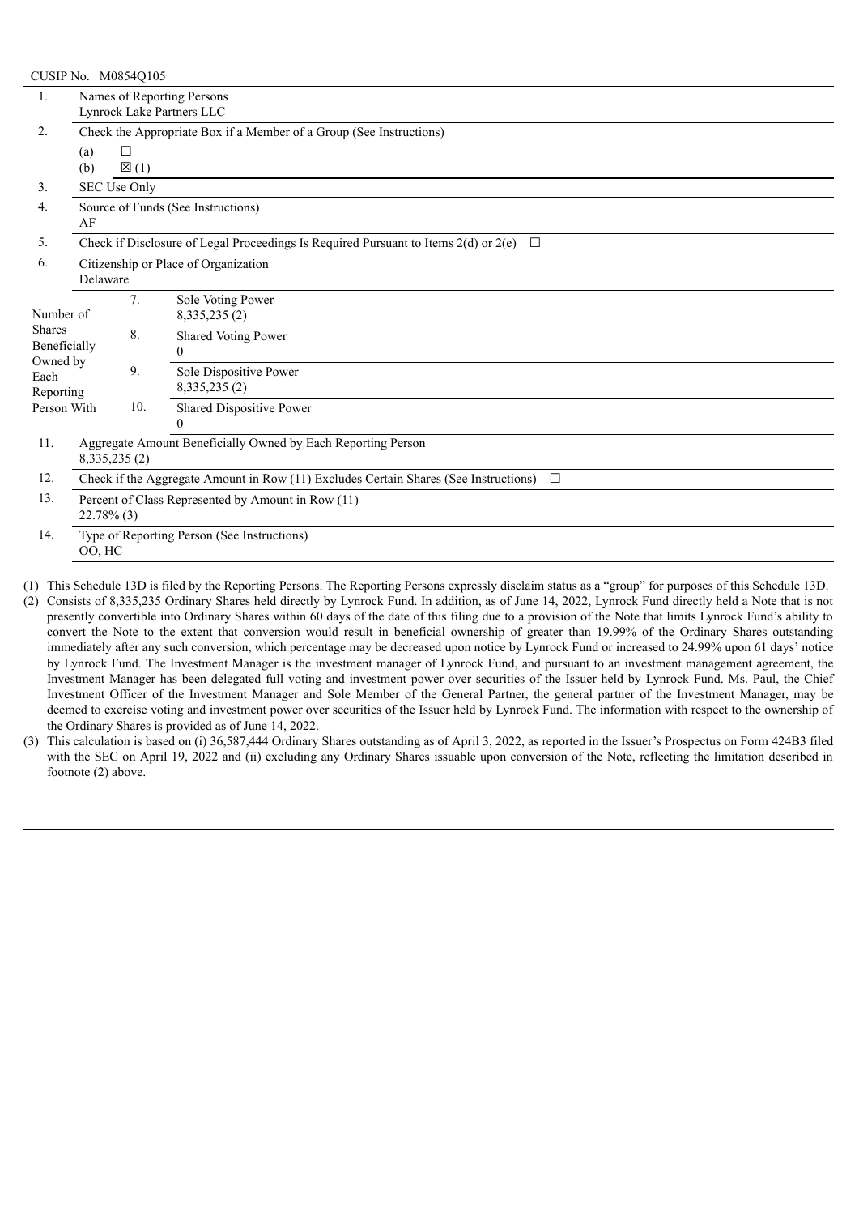CUSIP No. M0854Q105

| | | | |
|---|---|---|---|
| 1. | Names of Reporting Persons<br>Lynrock Lake Partners LLC | | |
| 2. | Check the Appropriate Box if a Member of a Group (See Instructions)<br>(a) ☐<br>(b) ☒ (1) | | |
| 3. | SEC Use Only | | |
| 4. | Source of Funds (See Instructions)<br>AF | | |
| 5. | Check if Disclosure of Legal Proceedings Is Required Pursuant to Items 2(d) or 2(e) ☐ | | |
| 6. | Citizenship or Place of Organization<br>Delaware | | |
| Number of Shares Beneficially Owned by Each Reporting Person With | 7. | Sole Voting Power<br>8,335,235 (2) | |
| | 8. | Shared Voting Power<br>0 | |
| | 9. | Sole Dispositive Power<br>8,335,235 (2) | |
| | 10. | Shared Dispositive Power<br>0 | |
| 11. | Aggregate Amount Beneficially Owned by Each Reporting Person<br>8,335,235 (2) | | |
| 12. | Check if the Aggregate Amount in Row (11) Excludes Certain Shares (See Instructions) ☐ | | |
| 13. | Percent of Class Represented by Amount in Row (11)<br>22.78% (3) | | |
| 14. | Type of Reporting Person (See Instructions)<br>OO, HC | | |

(1) This Schedule 13D is filed by the Reporting Persons. The Reporting Persons expressly disclaim status as a "group" for purposes of this Schedule 13D.

(2) Consists of 8,335,235 Ordinary Shares held directly by Lynrock Fund. In addition, as of June 14, 2022, Lynrock Fund directly held a Note that is not presently convertible into Ordinary Shares within 60 days of the date of this filing due to a provision of the Note that limits Lynrock Fund's ability to convert the Note to the extent that conversion would result in beneficial ownership of greater than 19.99% of the Ordinary Shares outstanding immediately after any such conversion, which percentage may be decreased upon notice by Lynrock Fund or increased to 24.99% upon 61 days' notice by Lynrock Fund. The Investment Manager is the investment manager of Lynrock Fund, and pursuant to an investment management agreement, the Investment Manager has been delegated full voting and investment power over securities of the Issuer held by Lynrock Fund. Ms. Paul, the Chief Investment Officer of the Investment Manager and Sole Member of the General Partner, the general partner of the Investment Manager, may be deemed to exercise voting and investment power over securities of the Issuer held by Lynrock Fund. The information with respect to the ownership of the Ordinary Shares is provided as of June 14, 2022.

(3) This calculation is based on (i) 36,587,444 Ordinary Shares outstanding as of April 3, 2022, as reported in the Issuer's Prospectus on Form 424B3 filed with the SEC on April 19, 2022 and (ii) excluding any Ordinary Shares issuable upon conversion of the Note, reflecting the limitation described in footnote (2) above.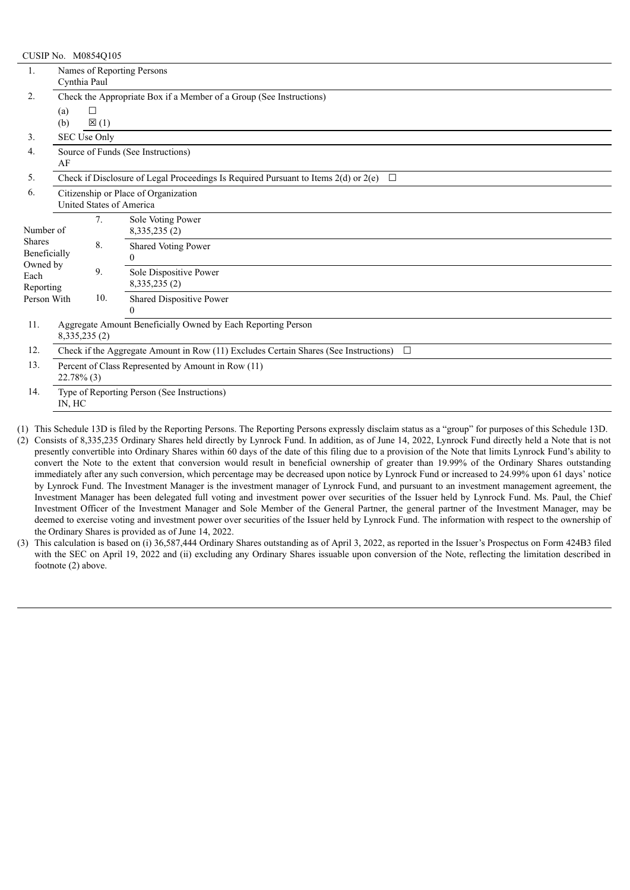CUSIP No. M0854Q105

| | | | |
|---|---|---|---|
| 1. | Names of Reporting Persons<br>Cynthia Paul | | |
| 2. | Check the Appropriate Box if a Member of a Group (See Instructions)<br>(a) ☐<br>(b) ☒ (1) | | |
| 3. | SEC Use Only | | |
| 4. | Source of Funds (See Instructions)<br>AF | | |
| 5. | Check if Disclosure of Legal Proceedings Is Required Pursuant to Items 2(d) or 2(e) ☐ | | |
| 6. | Citizenship or Place of Organization<br>United States of America | | |
| Number of Shares Beneficially Owned by Each Reporting Person With | 7. | Sole Voting Power<br>8,335,235 (2) | |
| | 8. | Shared Voting Power<br>0 | |
| | 9. | Sole Dispositive Power<br>8,335,235 (2) | |
| | 10. | Shared Dispositive Power<br>0 | |
| 11. | Aggregate Amount Beneficially Owned by Each Reporting Person<br>8,335,235 (2) | | |
| 12. | Check if the Aggregate Amount in Row (11) Excludes Certain Shares (See Instructions) ☐ | | |
| 13. | Percent of Class Represented by Amount in Row (11)<br>22.78% (3) | | |
| 14. | Type of Reporting Person (See Instructions)<br>IN, HC | | |

(1) This Schedule 13D is filed by the Reporting Persons. The Reporting Persons expressly disclaim status as a "group" for purposes of this Schedule 13D.

(2) Consists of 8,335,235 Ordinary Shares held directly by Lynrock Fund. In addition, as of June 14, 2022, Lynrock Fund directly held a Note that is not presently convertible into Ordinary Shares within 60 days of the date of this filing due to a provision of the Note that limits Lynrock Fund's ability to convert the Note to the extent that conversion would result in beneficial ownership of greater than 19.99% of the Ordinary Shares outstanding immediately after any such conversion, which percentage may be decreased upon notice by Lynrock Fund or increased to 24.99% upon 61 days' notice by Lynrock Fund. The Investment Manager is the investment manager of Lynrock Fund, and pursuant to an investment management agreement, the Investment Manager has been delegated full voting and investment power over securities of the Issuer held by Lynrock Fund. Ms. Paul, the Chief Investment Officer of the Investment Manager and Sole Member of the General Partner, the general partner of the Investment Manager, may be deemed to exercise voting and investment power over securities of the Issuer held by Lynrock Fund. The information with respect to the ownership of the Ordinary Shares is provided as of June 14, 2022.

(3) This calculation is based on (i) 36,587,444 Ordinary Shares outstanding as of April 3, 2022, as reported in the Issuer's Prospectus on Form 424B3 filed with the SEC on April 19, 2022 and (ii) excluding any Ordinary Shares issuable upon conversion of the Note, reflecting the limitation described in footnote (2) above.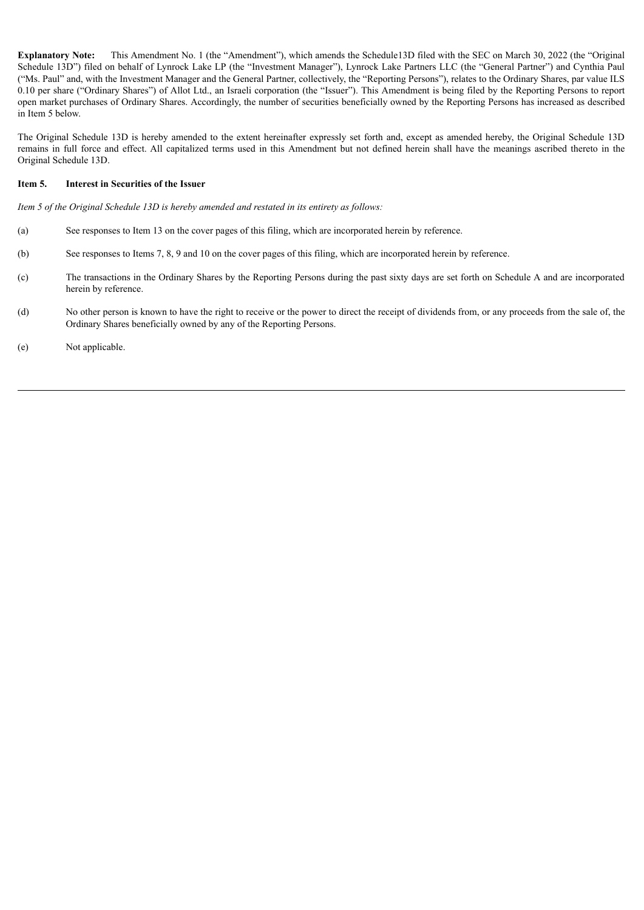**Explanatory Note:** This Amendment No. 1 (the "Amendment"), which amends the Schedule13D filed with the SEC on March 30, 2022 (the "Original Schedule 13D") filed on behalf of Lynrock Lake LP (the "Investment Manager"), Lynrock Lake Partners LLC (the "General Partner") and Cynthia Paul ("Ms. Paul" and, with the Investment Manager and the General Partner, collectively, the "Reporting Persons"), relates to the Ordinary Shares, par value ILS 0.10 per share ("Ordinary Shares") of Allot Ltd., an Israeli corporation (the "Issuer"). This Amendment is being filed by the Reporting Persons to report open market purchases of Ordinary Shares. Accordingly, the number of securities beneficially owned by the Reporting Persons has increased as described in Item 5 below.

The Original Schedule 13D is hereby amended to the extent hereinafter expressly set forth and, except as amended hereby, the Original Schedule 13D remains in full force and effect. All capitalized terms used in this Amendment but not defined herein shall have the meanings ascribed thereto in the Original Schedule 13D.

**Item 5. Interest in Securities of the Issuer**

*Item 5 of the Original Schedule 13D is hereby amended and restated in its entirety as follows:*

(a) See responses to Item 13 on the cover pages of this filing, which are incorporated herein by reference.

(b) See responses to Items 7, 8, 9 and 10 on the cover pages of this filing, which are incorporated herein by reference.

(c) The transactions in the Ordinary Shares by the Reporting Persons during the past sixty days are set forth on Schedule A and are incorporated herein by reference.

(d) No other person is known to have the right to receive or the power to direct the receipt of dividends from, or any proceeds from the sale of, the Ordinary Shares beneficially owned by any of the Reporting Persons.

(e) Not applicable.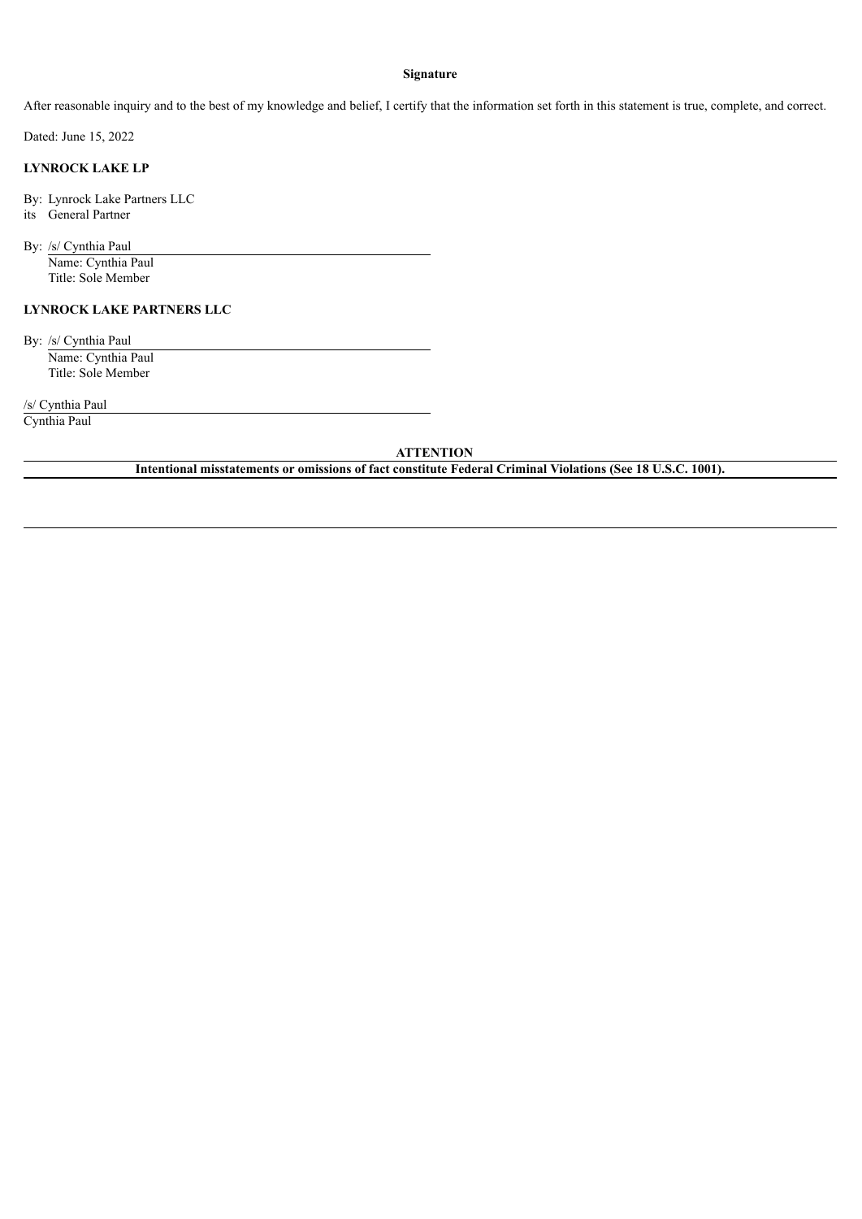**Signature**

After reasonable inquiry and to the best of my knowledge and belief, I certify that the information set forth in this statement is true, complete, and correct.

Dated: June 15, 2022

**LYNROCK LAKE LP**

By: Lynrock Lake Partners LLC
its General Partner

By: /s/ Cynthia Paul
Name: Cynthia Paul
Title: Sole Member

**LYNROCK LAKE PARTNERS LLC**

By: /s/ Cynthia Paul
Name: Cynthia Paul
Title: Sole Member

/s/ Cynthia Paul
Cynthia Paul

**ATTENTION**

**Intentional misstatements or omissions of fact constitute Federal Criminal Violations (See 18 U.S.C. 1001).**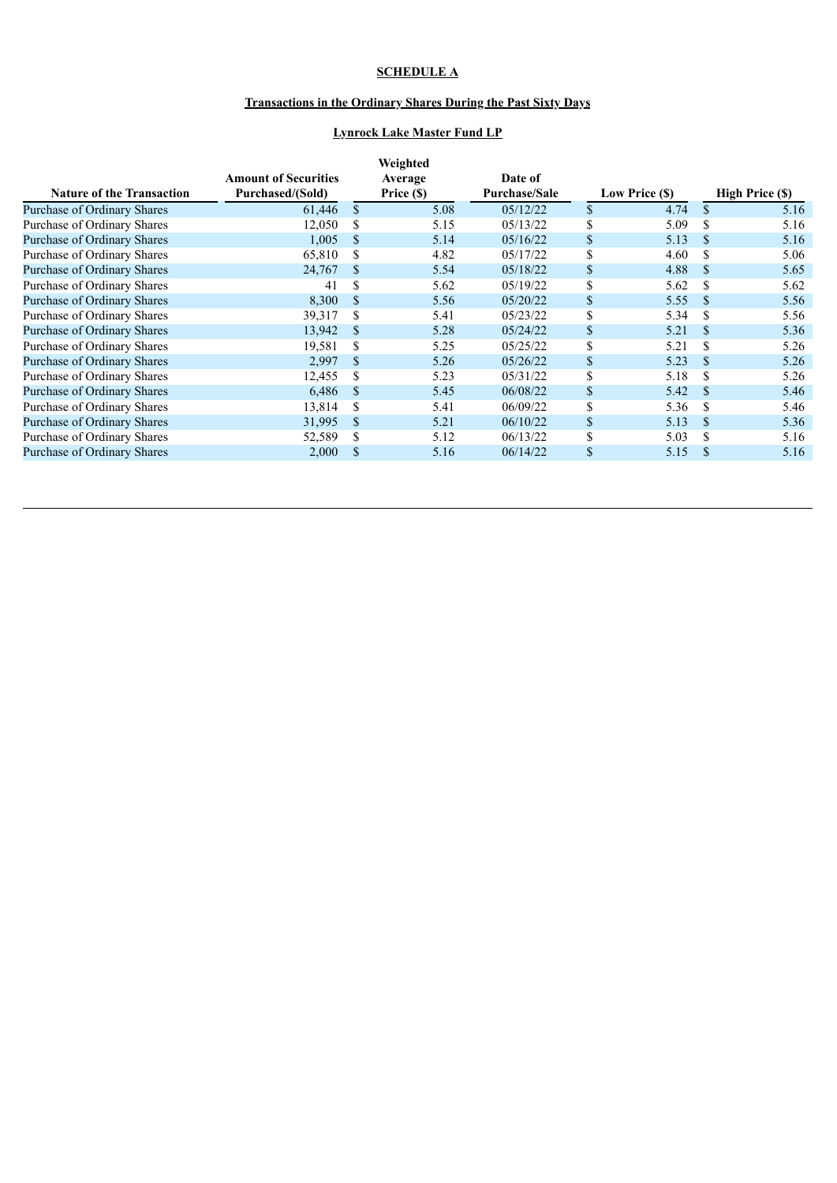**SCHEDULE A**

**Transactions in the Ordinary Shares During the Past Sixty Days**

**Lynrock Lake Master Fund LP**

| Nature of the Transaction | Amount of Securities Purchased/(Sold) | Weighted Average Price ($) | Date of Purchase/Sale | Low Price ($) | High Price ($) |
|---|---|---|---|---|---|
| Purchase of Ordinary Shares | 61,446 | $ 5.08 | 05/12/22 | $ 4.74 | $ 5.16 |
| Purchase of Ordinary Shares | 12,050 | $ 5.15 | 05/13/22 | $ 5.09 | $ 5.16 |
| Purchase of Ordinary Shares | 1,005 | $ 5.14 | 05/16/22 | $ 5.13 | $ 5.16 |
| Purchase of Ordinary Shares | 65,810 | $ 4.82 | 05/17/22 | $ 4.60 | $ 5.06 |
| Purchase of Ordinary Shares | 24,767 | $ 5.54 | 05/18/22 | $ 4.88 | $ 5.65 |
| Purchase of Ordinary Shares | 41 | $ 5.62 | 05/19/22 | $ 5.62 | $ 5.62 |
| Purchase of Ordinary Shares | 8,300 | $ 5.56 | 05/20/22 | $ 5.55 | $ 5.56 |
| Purchase of Ordinary Shares | 39,317 | $ 5.41 | 05/23/22 | $ 5.34 | $ 5.56 |
| Purchase of Ordinary Shares | 13,942 | $ 5.28 | 05/24/22 | $ 5.21 | $ 5.36 |
| Purchase of Ordinary Shares | 19,581 | $ 5.25 | 05/25/22 | $ 5.21 | $ 5.26 |
| Purchase of Ordinary Shares | 2,997 | $ 5.26 | 05/26/22 | $ 5.23 | $ 5.26 |
| Purchase of Ordinary Shares | 12,455 | $ 5.23 | 05/31/22 | $ 5.18 | $ 5.26 |
| Purchase of Ordinary Shares | 6,486 | $ 5.45 | 06/08/22 | $ 5.42 | $ 5.46 |
| Purchase of Ordinary Shares | 13,814 | $ 5.41 | 06/09/22 | $ 5.36 | $ 5.46 |
| Purchase of Ordinary Shares | 31,995 | $ 5.21 | 06/10/22 | $ 5.13 | $ 5.36 |
| Purchase of Ordinary Shares | 52,589 | $ 5.12 | 06/13/22 | $ 5.03 | $ 5.16 |
| Purchase of Ordinary Shares | 2,000 | $ 5.16 | 06/14/22 | $ 5.15 | $ 5.16 |